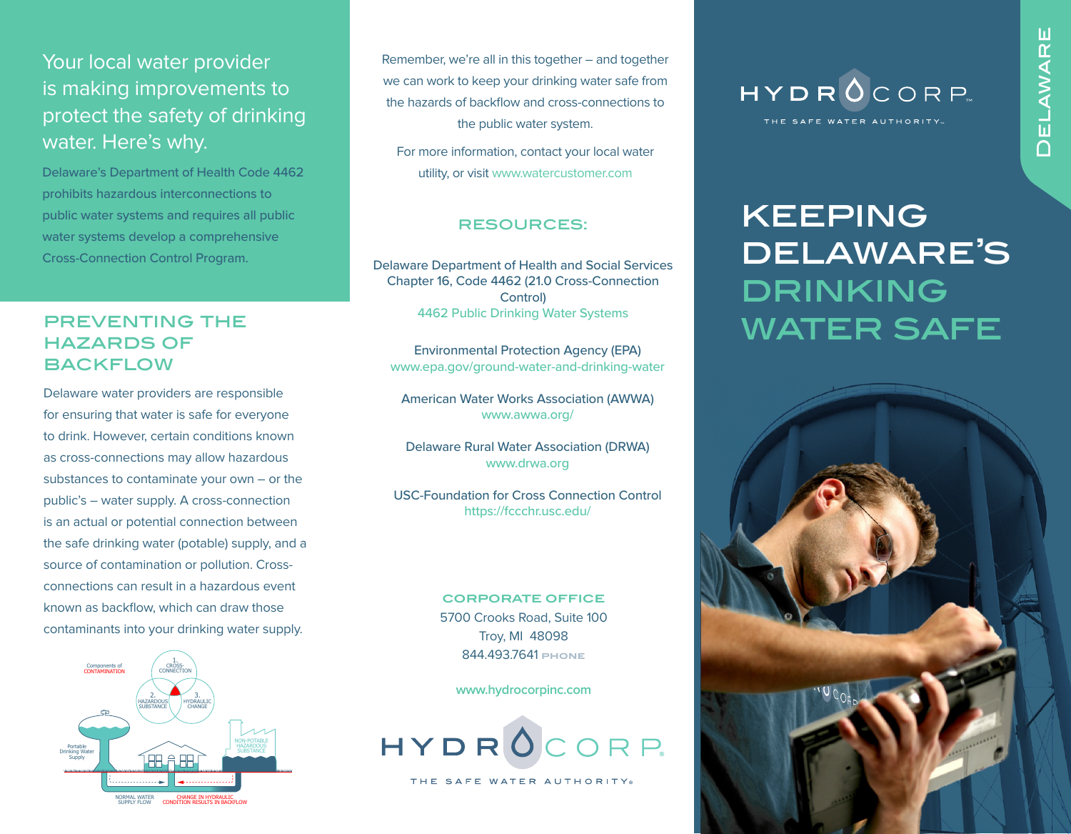Your local water provider is making improvements to protect the safety of drinking water. Here's why.

Delaware's Department of Health Code 4462 prohibits hazardous interconnections to public water systems and requires all public water systems develop a comprehensive Cross-Connection Control Program.

## PREVENTING THE HAZARDS OF BACKFLOW

Delaware water providers are responsible for ensuring that water is safe for everyone to drink. However, certain conditions known as cross-connections may allow hazardous substances to contaminate your own – or the public's – water supply. A cross-connection is an actual or potential connection between the safe drinking water (potable) supply, and a source of contamination or pollution. Cross-connections can result in a hazardous event known as backflow, which can draw those contaminants into your drinking water supply.

Components of CONTAMINATION: 1. CROSS-CONNECTION, 2. HAZARDOUS SUBSTANCE, 3. HYDRAULIC CHANGE

Portable Drinking Water Supply — NON-POTABLE HAZARDOUS SUBSTANCE — NORMAL WATER SUPPLY FLOW — CHANGE IN HYDRAULIC CONDITION RESULTS IN BACKFLOW

Remember, we're all in this together – and together we can work to keep your drinking water safe from the hazards of backflow and cross-connections to the public water system.

For more information, contact your local water utility, or visit www.watercustomer.com

## RESOURCES:

Delaware Department of Health and Social Services Chapter 16, Code 4462 (21.0 Cross-Connection Control)
4462 Public Drinking Water Systems

Environmental Protection Agency (EPA)
www.epa.gov/ground-water-and-drinking-water

American Water Works Association (AWWA)
www.awwa.org/

Delaware Rural Water Association (DRWA)
www.drwa.org

USC-Foundation for Cross Connection Control
https://fccchr.usc.edu/

### CORPORATE OFFICE

5700 Crooks Road, Suite 100
Troy, MI 48098
844.493.7641 PHONE

www.hydrocorpinc.com

HYDROCORP
THE SAFE WATER AUTHORITY

DELAWARE

HYDROCORP
THE SAFE WATER AUTHORITY

# KEEPING DELAWARE'S DRINKING WATER SAFE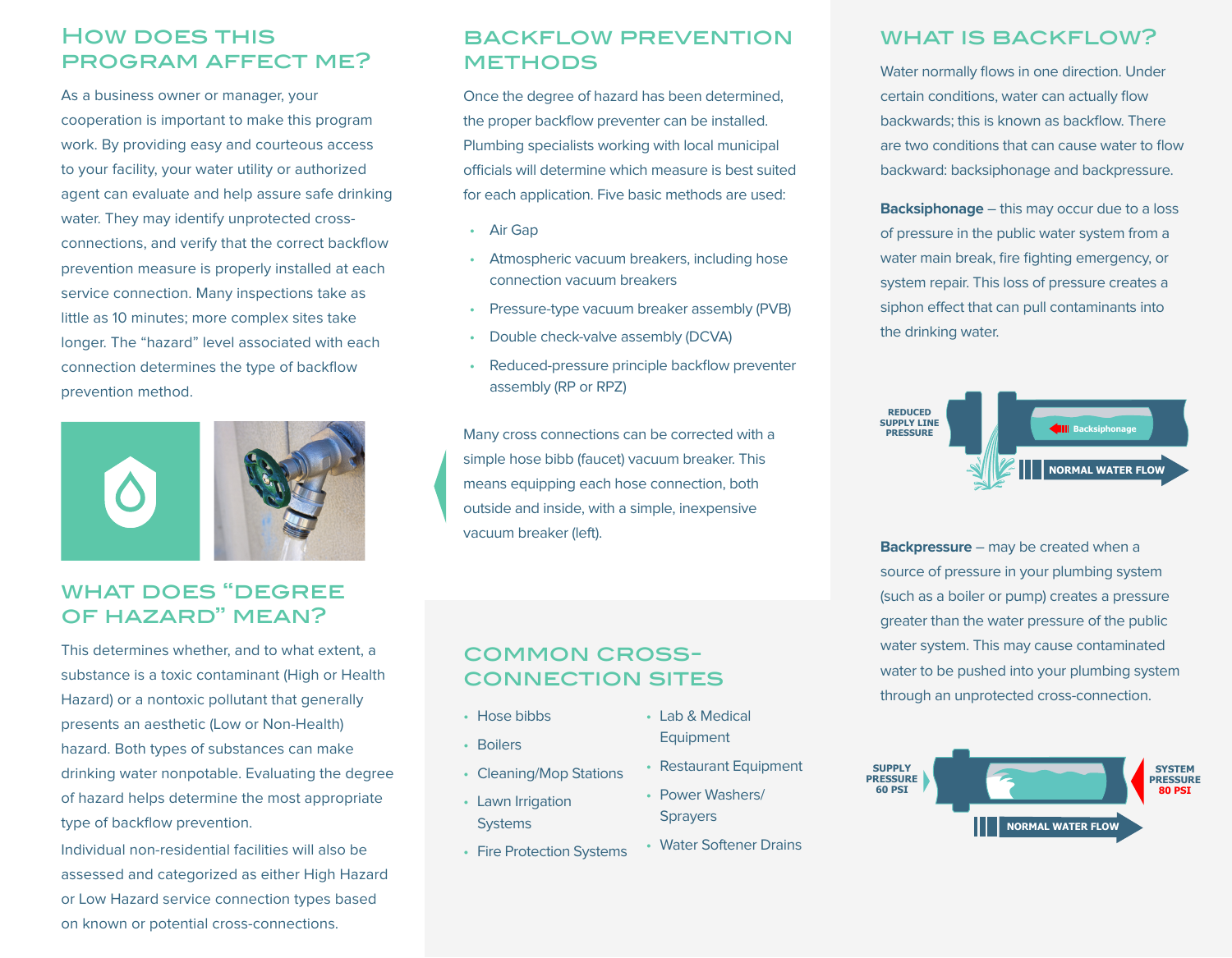## How does this program affect me?

As a business owner or manager, your cooperation is important to make this program work. By providing easy and courteous access to your facility, your water utility or authorized agent can evaluate and help assure safe drinking water. They may identify unprotected cross-connections, and verify that the correct backflow prevention measure is properly installed at each service connection. Many inspections take as little as 10 minutes; more complex sites take longer. The "hazard" level associated with each connection determines the type of backflow prevention method.

## What does "degree of hazard" mean?

This determines whether, and to what extent, a substance is a toxic contaminant (High or Health Hazard) or a nontoxic pollutant that generally presents an aesthetic (Low or Non-Health) hazard. Both types of substances can make drinking water nonpotable. Evaluating the degree of hazard helps determine the most appropriate type of backflow prevention.

Individual non-residential facilities will also be assessed and categorized as either High Hazard or Low Hazard service connection types based on known or potential cross-connections.

## Backflow prevention methods

Once the degree of hazard has been determined, the proper backflow preventer can be installed. Plumbing specialists working with local municipal officials will determine which measure is best suited for each application. Five basic methods are used:

- Air Gap
- Atmospheric vacuum breakers, including hose connection vacuum breakers
- Pressure-type vacuum breaker assembly (PVB)
- Double check-valve assembly (DCVA)
- Reduced-pressure principle backflow preventer assembly (RP or RPZ)

Many cross connections can be corrected with a simple hose bibb (faucet) vacuum breaker. This means equipping each hose connection, both outside and inside, with a simple, inexpensive vacuum breaker (left).

## Common cross-connection sites

- Hose bibbs
- Boilers
- Cleaning/Mop Stations
- Lawn Irrigation Systems
- Fire Protection Systems
- Lab & Medical Equipment
- Restaurant Equipment
- Power Washers/ Sprayers
- Water Softener Drains

## What is backflow?

Water normally flows in one direction. Under certain conditions, water can actually flow backwards; this is known as backflow. There are two conditions that can cause water to flow backward: backsiphonage and backpressure.

**Backsiphonage** – this may occur due to a loss of pressure in the public water system from a water main break, fire fighting emergency, or system repair. This loss of pressure creates a siphon effect that can pull contaminants into the drinking water.

REDUCED SUPPLY LINE PRESSURE

Backsiphonage

NORMAL WATER FLOW

**Backpressure** – may be created when a source of pressure in your plumbing system (such as a boiler or pump) creates a pressure greater than the water pressure of the public water system. This may cause contaminated water to be pushed into your plumbing system through an unprotected cross-connection.

SUPPLY PRESSURE 60 PSI

SYSTEM PRESSURE 80 PSI

NORMAL WATER FLOW